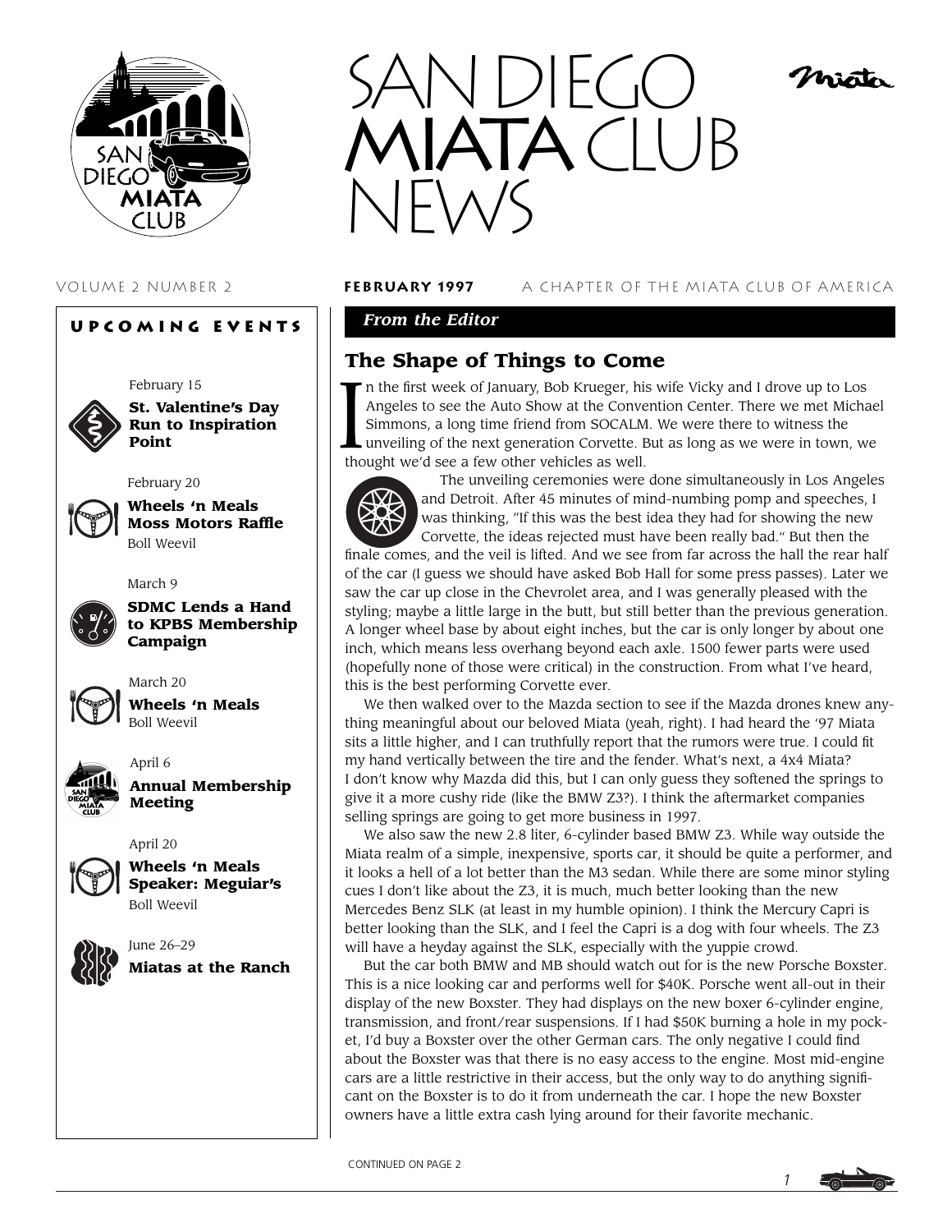# SAN DIEGO MIATA CLUB NEWS

VOLUME 2 NUMBER 2 **FEBRUARY 1997** A CHAPTER OF THE MIATA CLUB OF AMERICA

## UPCOMING EVENTS

February 15
**St. Valentine's Day Run to Inspiration Point**

February 20
**Wheels 'n Meals Moss Motors Raffle**
Boll Weevil

March 9
**SDMC Lends a Hand to KPBS Membership Campaign**

March 20
**Wheels 'n Meals**
Boll Weevil

April 6
**Annual Membership Meeting**

April 20
**Wheels 'n Meals Speaker: Meguiar's**
Boll Weevil

June 26–29
**Miatas at the Ranch**

*From the Editor*

## The Shape of Things to Come

In the first week of January, Bob Krueger, his wife Vicky and I drove up to Los Angeles to see the Auto Show at the Convention Center. There we met Michael Simmons, a long time friend from SOCALM. We were there to witness the unveiling of the next generation Corvette. But as long as we were in town, we thought we'd see a few other vehicles as well.

The unveiling ceremonies were done simultaneously in Los Angeles and Detroit. After 45 minutes of mind-numbing pomp and speeches, I was thinking, "If this was the best idea they had for showing the new Corvette, the ideas rejected must have been really bad." But then the finale comes, and the veil is lifted. And we see from far across the hall the rear half of the car (I guess we should have asked Bob Hall for some press passes). Later we saw the car up close in the Chevrolet area, and I was generally pleased with the styling; maybe a little large in the butt, but still better than the previous generation. A longer wheel base by about eight inches, but the car is only longer by about one inch, which means less overhang beyond each axle. 1500 fewer parts were used (hopefully none of those were critical) in the construction. From what I've heard, this is the best performing Corvette ever.

We then walked over to the Mazda section to see if the Mazda drones knew anything meaningful about our beloved Miata (yeah, right). I had heard the '97 Miata sits a little higher, and I can truthfully report that the rumors were true. I could fit my hand vertically between the tire and the fender. What's next, a 4x4 Miata? I don't know why Mazda did this, but I can only guess they softened the springs to give it a more cushy ride (like the BMW Z3?). I think the aftermarket companies selling springs are going to get more business in 1997.

We also saw the new 2.8 liter, 6-cylinder based BMW Z3. While way outside the Miata realm of a simple, inexpensive, sports car, it should be quite a performer, and it looks a hell of a lot better than the M3 sedan. While there are some minor styling cues I don't like about the Z3, it is much, much better looking than the new Mercedes Benz SLK (at least in my humble opinion). I think the Mercury Capri is better looking than the SLK, and I feel the Capri is a dog with four wheels. The Z3 will have a heyday against the SLK, especially with the yuppie crowd.

But the car both BMW and MB should watch out for is the new Porsche Boxster. This is a nice looking car and performs well for $40K. Porsche went all-out in their display of the new Boxster. They had displays on the new boxer 6-cylinder engine, transmission, and front/rear suspensions. If I had $50K burning a hole in my pocket, I'd buy a Boxster over the other German cars. The only negative I could find about the Boxster was that there is no easy access to the engine. Most mid-engine cars are a little restrictive in their access, but the only way to do anything significant on the Boxster is to do it from underneath the car. I hope the new Boxster owners have a little extra cash lying around for their favorite mechanic.

CONTINUED ON PAGE 2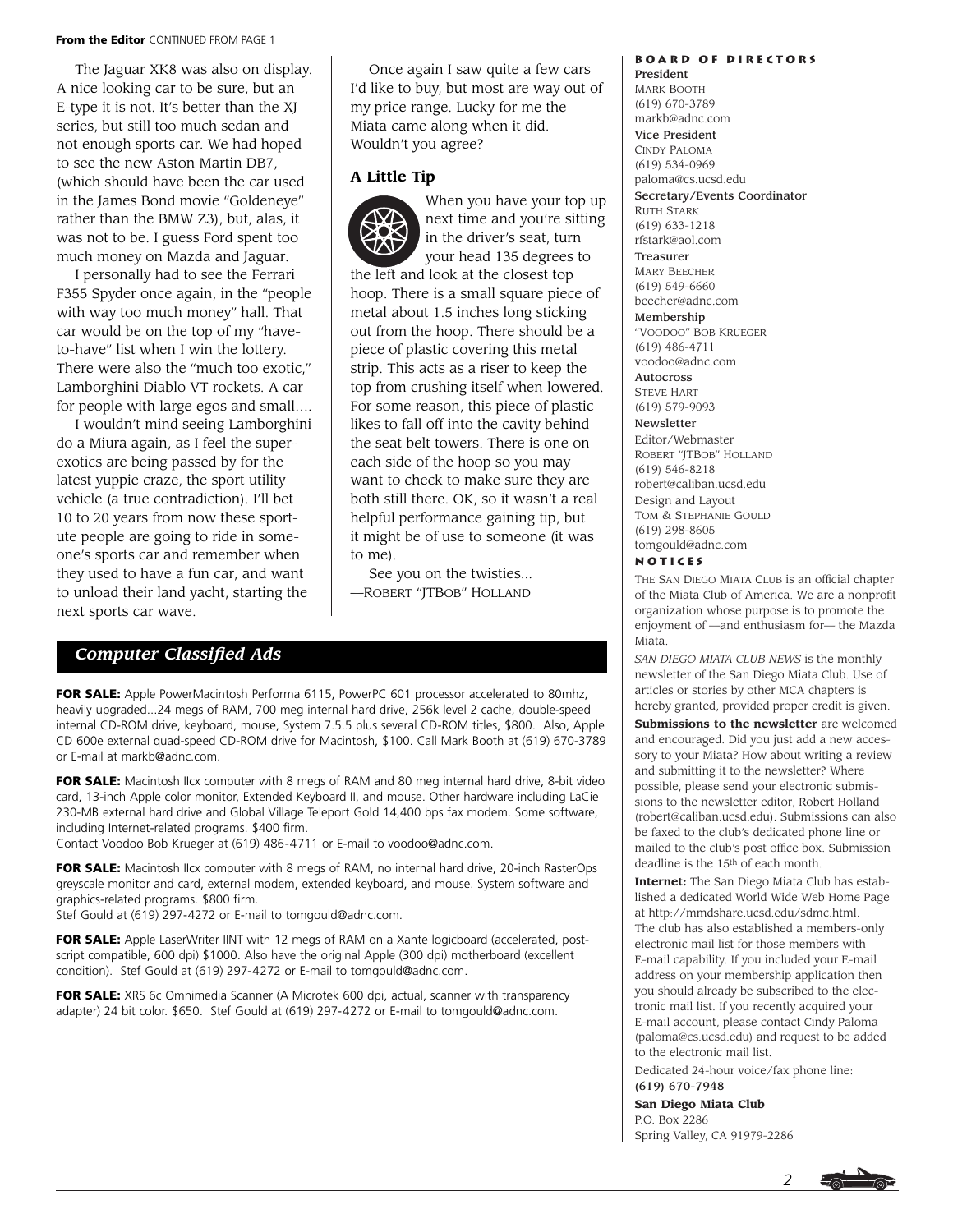**From the Editor** CONTINUED FROM PAGE 1

The Jaguar XK8 was also on display. A nice looking car to be sure, but an E-type it is not. It's better than the XJ series, but still too much sedan and not enough sports car. We had hoped to see the new Aston Martin DB7, (which should have been the car used in the James Bond movie "Goldeneye" rather than the BMW Z3), but, alas, it was not to be. I guess Ford spent too much money on Mazda and Jaguar.

I personally had to see the Ferrari F355 Spyder once again, in the "people with way too much money" hall. That car would be on the top of my "have-to-have" list when I win the lottery. There were also the "much too exotic," Lamborghini Diablo VT rockets. A car for people with large egos and small....

I wouldn't mind seeing Lamborghini do a Miura again, as I feel the super-exotics are being passed by for the latest yuppie craze, the sport utility vehicle (a true contradiction). I'll bet 10 to 20 years from now these sport-ute people are going to ride in someone's sports car and remember when they used to have a fun car, and want to unload their land yacht, starting the next sports car wave.

Once again I saw quite a few cars I'd like to buy, but most are way out of my price range. Lucky for me the Miata came along when it did. Wouldn't you agree?

### A Little Tip

When you have your top up next time and you're sitting in the driver's seat, turn your head 135 degrees to the left and look at the closest top hoop. There is a small square piece of metal about 1.5 inches long sticking out from the hoop. There should be a piece of plastic covering this metal strip. This acts as a riser to keep the top from crushing itself when lowered. For some reason, this piece of plastic likes to fall off into the cavity behind the seat belt towers. There is one on each side of the hoop so you may want to check to make sure they are both still there. OK, so it wasn't a real helpful performance gaining tip, but it might be of use to someone (it was to me).

See you on the twisties...
—ROBERT "JTBOB" HOLLAND

## *Computer Classified Ads*

**FOR SALE:** Apple PowerMacintosh Performa 6115, PowerPC 601 processor accelerated to 80mhz, heavily upgraded...24 megs of RAM, 700 meg internal hard drive, 256k level 2 cache, double-speed internal CD-ROM drive, keyboard, mouse, System 7.5.5 plus several CD-ROM titles, $800. Also, Apple CD 600e external quad-speed CD-ROM drive for Macintosh, $100. Call Mark Booth at (619) 670-3789 or E-mail at markb@adnc.com.

**FOR SALE:** Macintosh IIcx computer with 8 megs of RAM and 80 meg internal hard drive, 8-bit video card, 13-inch Apple color monitor, Extended Keyboard II, and mouse. Other hardware including LaCie 230-MB external hard drive and Global Village Teleport Gold 14,400 bps fax modem. Some software, including Internet-related programs. $400 firm.
Contact Voodoo Bob Krueger at (619) 486-4711 or E-mail to voodoo@adnc.com.

**FOR SALE:** Macintosh IIcx computer with 8 megs of RAM, no internal hard drive, 20-inch RasterOps greyscale monitor and card, external modem, extended keyboard, and mouse. System software and graphics-related programs. $800 firm.
Stef Gould at (619) 297-4272 or E-mail to tomgould@adnc.com.

**FOR SALE:** Apple LaserWriter IINT with 12 megs of RAM on a Xante logicboard (accelerated, post-script compatible, 600 dpi) $1000. Also have the original Apple (300 dpi) motherboard (excellent condition). Stef Gould at (619) 297-4272 or E-mail to tomgould@adnc.com.

**FOR SALE:** XRS 6c Omnimedia Scanner (A Microtek 600 dpi, actual, scanner with transparency adapter) 24 bit color. $650. Stef Gould at (619) 297-4272 or E-mail to tomgould@adnc.com.

## BOARD OF DIRECTORS

**President**
MARK BOOTH
(619) 670-3789
markb@adnc.com

**Vice President**
CINDY PALOMA
(619) 534-0969
paloma@cs.ucsd.edu

**Secretary/Events Coordinator**
RUTH STARK
(619) 633-1218
rfstark@aol.com

**Treasurer**
MARY BEECHER
(619) 549-6660
beecher@adnc.com

**Membership**
"VOODOO" BOB KRUEGER
(619) 486-4711
voodoo@adnc.com

**Autocross**
STEVE HART
(619) 579-9093

**Newsletter**
Editor/Webmaster
ROBERT "JTBOB" HOLLAND
(619) 546-8218
robert@caliban.ucsd.edu
Design and Layout
TOM & STEPHANIE GOULD
(619) 298-8605
tomgould@adnc.com

## NOTICES

THE SAN DIEGO MIATA CLUB is an official chapter of the Miata Club of America. We are a nonprofit organization whose purpose is to promote the enjoyment of —and enthusiasm for— the Mazda Miata.

*SAN DIEGO MIATA CLUB NEWS* is the monthly newsletter of the San Diego Miata Club. Use of articles or stories by other MCA chapters is hereby granted, provided proper credit is given.

**Submissions to the newsletter** are welcomed and encouraged. Did you just add a new accessory to your Miata? How about writing a review and submitting it to the newsletter? Where possible, please send your electronic submissions to the newsletter editor, Robert Holland (robert@caliban.ucsd.edu). Submissions can also be faxed to the club's dedicated phone line or mailed to the club's post office box. Submission deadline is the 15th of each month.

**Internet:** The San Diego Miata Club has established a dedicated World Wide Web Home Page at http://mmdshare.ucsd.edu/sdmc.html. The club has also established a members-only electronic mail list for those members with E-mail capability. If you included your E-mail address on your membership application then you should already be subscribed to the electronic mail list. If you recently acquired your E-mail account, please contact Cindy Paloma (paloma@cs.ucsd.edu) and request to be added to the electronic mail list.

Dedicated 24-hour voice/fax phone line:
**(619) 670-7948**

**San Diego Miata Club**
P.O. Box 2286
Spring Valley, CA 91979-2286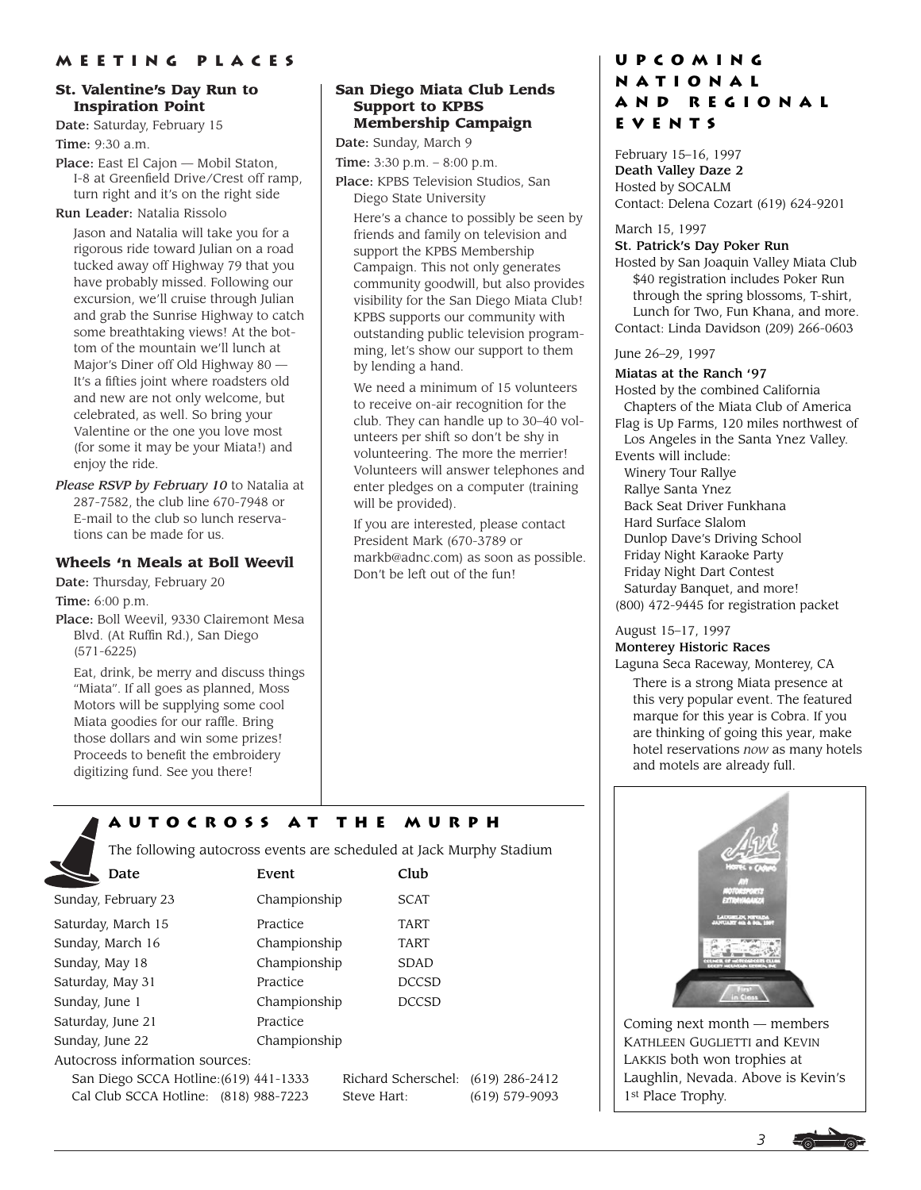## MEETING PLACES

### St. Valentine's Day Run to Inspiration Point

**Date:** Saturday, February 15

**Time:** 9:30 a.m.

**Place:** East El Cajon — Mobil Staton, I-8 at Greenfield Drive/Crest off ramp, turn right and it's on the right side

**Run Leader:** Natalia Rissolo

Jason and Natalia will take you for a rigorous ride toward Julian on a road tucked away off Highway 79 that you have probably missed. Following our excursion, we'll cruise through Julian and grab the Sunrise Highway to catch some breathtaking views! At the bottom of the mountain we'll lunch at Major's Diner off Old Highway 80 — It's a fifties joint where roadsters old and new are not only welcome, but celebrated, as well. So bring your Valentine or the one you love most (for some it may be your Miata!) and enjoy the ride.

*Please RSVP by February 10* to Natalia at 287-7582, the club line 670-7948 or E-mail to the club so lunch reservations can be made for us.

### Wheels 'n Meals at Boll Weevil

**Date:** Thursday, February 20

**Time:** 6:00 p.m.

**Place:** Boll Weevil, 9330 Clairemont Mesa Blvd. (At Ruffin Rd.), San Diego (571-6225)

Eat, drink, be merry and discuss things "Miata". If all goes as planned, Moss Motors will be supplying some cool Miata goodies for our raffle. Bring those dollars and win some prizes! Proceeds to benefit the embroidery digitizing fund. See you there!

### San Diego Miata Club Lends Support to KPBS Membership Campaign

**Date:** Sunday, March 9

**Time:** 3:30 p.m. – 8:00 p.m.

**Place:** KPBS Television Studios, San Diego State University

Here's a chance to possibly be seen by friends and family on television and support the KPBS Membership Campaign. This not only generates community goodwill, but also provides visibility for the San Diego Miata Club! KPBS supports our community with outstanding public television programming, let's show our support to them by lending a hand.

We need a minimum of 15 volunteers to receive on-air recognition for the club. They can handle up to 30–40 volunteers per shift so don't be shy in volunteering. The more the merrier! Volunteers will answer telephones and enter pledges on a computer (training will be provided).

If you are interested, please contact President Mark (670-3789 or markb@adnc.com) as soon as possible. Don't be left out of the fun!

## AUTOCROSS AT THE MURPH

The following autocross events are scheduled at Jack Murphy Stadium

| Date | Event | Club |
|---|---|---|
| Sunday, February 23 | Championship | SCAT |
| Saturday, March 15 | Practice | TART |
| Sunday, March 16 | Championship | TART |
| Sunday, May 18 | Championship | SDAD |
| Saturday, May 31 | Practice | DCCSD |
| Sunday, June 1 | Championship | DCCSD |
| Saturday, June 21 | Practice | |
| Sunday, June 22 | Championship | |

Autocross information sources:

San Diego SCCA Hotline: (619) 441-1333
Cal Club SCCA Hotline: (818) 988-7223
Richard Scherschel: (619) 286-2412
Steve Hart: (619) 579-9093

## UPCOMING NATIONAL AND REGIONAL EVENTS

February 15–16, 1997
**Death Valley Daze 2**
Hosted by SOCALM
Contact: Delena Cozart (619) 624-9201

March 15, 1997
**St. Patrick's Day Poker Run**
Hosted by San Joaquin Valley Miata Club
$40 registration includes Poker Run through the spring blossoms, T-shirt, Lunch for Two, Fun Khana, and more.
Contact: Linda Davidson (209) 266-0603

June 26–29, 1997
**Miatas at the Ranch '97**
Hosted by the combined California Chapters of the Miata Club of America
Flag is Up Farms, 120 miles northwest of Los Angeles in the Santa Ynez Valley.
Events will include:
- Winery Tour Rallye
- Rallye Santa Ynez
- Back Seat Driver Funkhana
- Hard Surface Slalom
- Dunlop Dave's Driving School
- Friday Night Karaoke Party
- Friday Night Dart Contest
- Saturday Banquet, and more!

(800) 472-9445 for registration packet

August 15–17, 1997
**Monterey Historic Races**
Laguna Seca Raceway, Monterey, CA
There is a strong Miata presence at this very popular event. The featured marque for this year is Cobra. If you are thinking of going this year, make hotel reservations *now* as many hotels and motels are already full.

Coming next month — members KATHLEEN GUGLIETTI and KEVIN LAKKIS both won trophies at Laughlin, Nevada. Above is Kevin's 1st Place Trophy.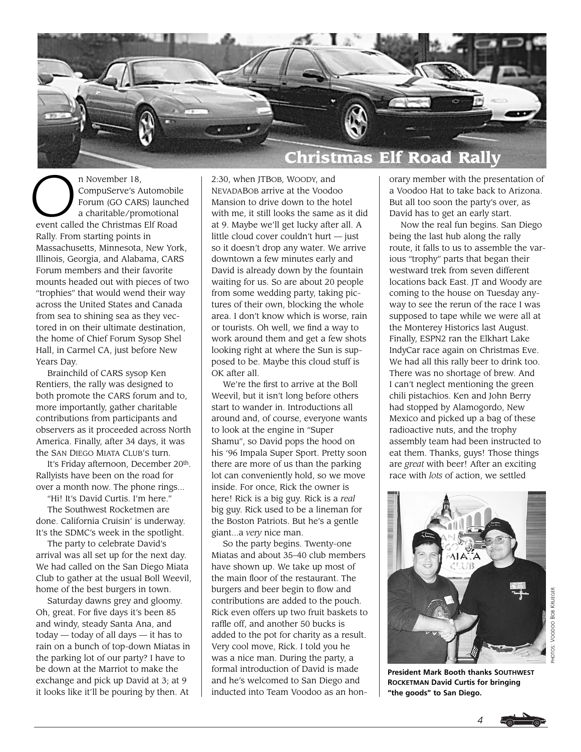# Christmas Elf Road Rally

On November 18, CompuServe's Automobile Forum (GO CARS) launched a charitable/promotional event called the Christmas Elf Road Rally. From starting points in Massachusetts, Minnesota, New York, Illinois, Georgia, and Alabama, CARS Forum members and their favorite mounts headed out with pieces of two "trophies" that would wend their way across the United States and Canada from sea to shining sea as they vectored in on their ultimate destination, the home of Chief Forum Sysop Shel Hall, in Carmel CA, just before New Years Day.

Brainchild of CARS sysop Ken Rentiers, the rally was designed to both promote the CARS forum and to, more importantly, gather charitable contributions from participants and observers as it proceeded across North America. Finally, after 34 days, it was the SAN DIEGO MIATA CLUB's turn.

It's Friday afternoon, December 20th. Rallyists have been on the road for over a month now. The phone rings...

"Hi! It's David Curtis. I'm here."

The Southwest Rocketmen are done. California Cruisin' is underway. It's the SDMC's week in the spotlight.

The party to celebrate David's arrival was all set up for the next day. We had called on the San Diego Miata Club to gather at the usual Boll Weevil, home of the best burgers in town.

Saturday dawns grey and gloomy. Oh, great. For five days it's been 85 and windy, steady Santa Ana, and today — today of all days — it has to rain on a bunch of top-down Miatas in the parking lot of our party? I have to be down at the Marriot to make the exchange and pick up David at 3; at 9 it looks like it'll be pouring by then. At 2:30, when JTBOB, WOODY, and NEVADABOB arrive at the Voodoo Mansion to drive down to the hotel with me, it still looks the same as it did at 9. Maybe we'll get lucky after all. A little cloud cover couldn't hurt — just so it doesn't drop any water. We arrive downtown a few minutes early and David is already down by the fountain waiting for us. So are about 20 people from some wedding party, taking pictures of their own, blocking the whole area. I don't know which is worse, rain or tourists. Oh well, we find a way to work around them and get a few shots looking right at where the Sun is supposed to be. Maybe this cloud stuff is OK after all.

We're the first to arrive at the Boll Weevil, but it isn't long before others start to wander in. Introductions all around and, of course, everyone wants to look at the engine in "Super Shamu", so David pops the hood on his '96 Impala Super Sport. Pretty soon there are more of us than the parking lot can conveniently hold, so we move inside. For once, Rick the owner is here! Rick is a big guy. Rick is a *real* big guy. Rick used to be a lineman for the Boston Patriots. But he's a gentle giant...a *very* nice man.

So the party begins. Twenty-one Miatas and about 35–40 club members have shown up. We take up most of the main floor of the restaurant. The burgers and beer begin to flow and contributions are added to the pouch. Rick even offers up two fruit baskets to raffle off, and another 50 bucks is added to the pot for charity as a result. Very cool move, Rick. I told you he was a nice man. During the party, a formal introduction of David is made and he's welcomed to San Diego and inducted into Team Voodoo as an honorary member with the presentation of a Voodoo Hat to take back to Arizona. But all too soon the party's over, as David has to get an early start.

Now the real fun begins. San Diego being the last hub along the rally route, it falls to us to assemble the various "trophy" parts that began their westward trek from seven different locations back East. JT and Woody are coming to the house on Tuesday anyway to see the rerun of the race I was supposed to tape while we were all at the Monterey Historics last August. Finally, ESPN2 ran the Elkhart Lake IndyCar race again on Christmas Eve. We had all this rally beer to drink too. There was no shortage of brew. And I can't neglect mentioning the green chili pistachios. Ken and John Berry had stopped by Alamogordo, New Mexico and picked up a bag of these radioactive nuts, and the trophy assembly team had been instructed to eat them. Thanks, guys! Those things are *great* with beer! After an exciting race with *lots* of action, we settled

**President Mark Booth thanks SOUTHWEST ROCKETMAN David Curtis for bringing "the goods" to San Diego.**

PHOTOS: VOODOO BOB KRUEGER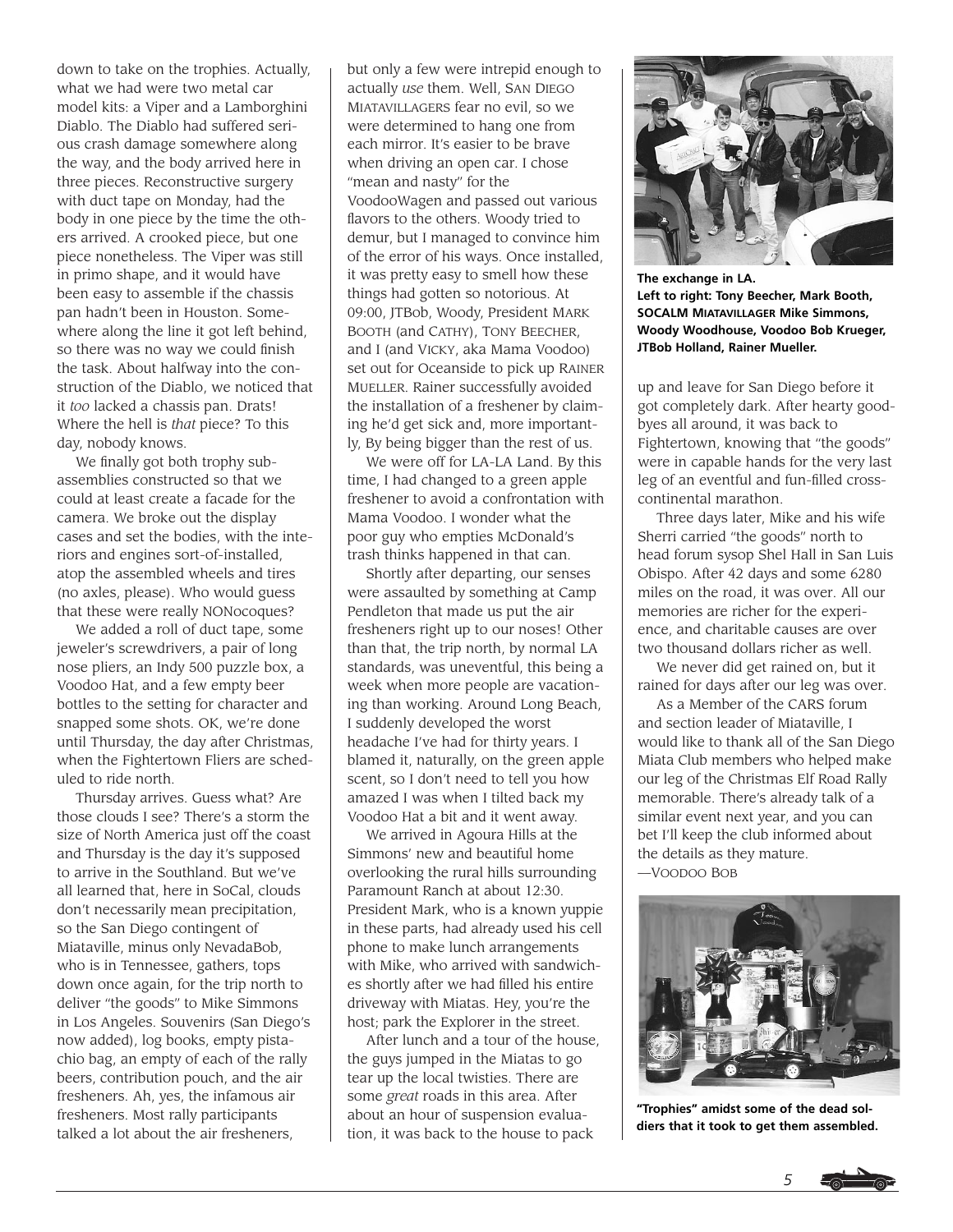down to take on the trophies. Actually, what we had were two metal car model kits: a Viper and a Lamborghini Diablo. The Diablo had suffered serious crash damage somewhere along the way, and the body arrived here in three pieces. Reconstructive surgery with duct tape on Monday, had the body in one piece by the time the others arrived. A crooked piece, but one piece nonetheless. The Viper was still in primo shape, and it would have been easy to assemble if the chassis pan hadn't been in Houston. Somewhere along the line it got left behind, so there was no way we could finish the task. About halfway into the construction of the Diablo, we noticed that it *too* lacked a chassis pan. Drats! Where the hell is *that* piece? To this day, nobody knows.

We finally got both trophy subassemblies constructed so that we could at least create a facade for the camera. We broke out the display cases and set the bodies, with the interiors and engines sort-of-installed, atop the assembled wheels and tires (no axles, please). Who would guess that these were really NONocoques?

We added a roll of duct tape, some jeweler's screwdrivers, a pair of long nose pliers, an Indy 500 puzzle box, a Voodoo Hat, and a few empty beer bottles to the setting for character and snapped some shots. OK, we're done until Thursday, the day after Christmas, when the Fightertown Fliers are scheduled to ride north.

Thursday arrives. Guess what? Are those clouds I see? There's a storm the size of North America just off the coast and Thursday is the day it's supposed to arrive in the Southland. But we've all learned that, here in SoCal, clouds don't necessarily mean precipitation, so the San Diego contingent of Miataville, minus only NevadaBob, who is in Tennessee, gathers, tops down once again, for the trip north to deliver "the goods" to Mike Simmons in Los Angeles. Souvenirs (San Diego's now added), log books, empty pistachio bag, an empty of each of the rally beers, contribution pouch, and the air fresheners. Ah, yes, the infamous air fresheners. Most rally participants talked a lot about the air fresheners, but only a few were intrepid enough to actually *use* them. Well, SAN DIEGO MIATAVILLAGERS fear no evil, so we were determined to hang one from each mirror. It's easier to be brave when driving an open car. I chose "mean and nasty" for the VoodooWagen and passed out various flavors to the others. Woody tried to demur, but I managed to convince him of the error of his ways. Once installed, it was pretty easy to smell how these things had gotten so notorious. At 09:00, JTBob, Woody, President MARK BOOTH (and CATHY), TONY BEECHER, and I (and VICKY, aka Mama Voodoo) set out for Oceanside to pick up RAINER MUELLER. Rainer successfully avoided the installation of a freshener by claiming he'd get sick and, more importantly, By being bigger than the rest of us.

We were off for LA-LA Land. By this time, I had changed to a green apple freshener to avoid a confrontation with Mama Voodoo. I wonder what the poor guy who empties McDonald's trash thinks happened in that can.

Shortly after departing, our senses were assaulted by something at Camp Pendleton that made us put the air fresheners right up to our noses! Other than that, the trip north, by normal LA standards, was uneventful, this being a week when more people are vacationing than working. Around Long Beach, I suddenly developed the worst headache I've had for thirty years. I blamed it, naturally, on the green apple scent, so I don't need to tell you how amazed I was when I tilted back my Voodoo Hat a bit and it went away.

We arrived in Agoura Hills at the Simmons' new and beautiful home overlooking the rural hills surrounding Paramount Ranch at about 12:30. President Mark, who is a known yuppie in these parts, had already used his cell phone to make lunch arrangements with Mike, who arrived with sandwiches shortly after we had filled his entire driveway with Miatas. Hey, you're the host; park the Explorer in the street.

After lunch and a tour of the house, the guys jumped in the Miatas to go tear up the local twisties. There are some *great* roads in this area. After about an hour of suspension evaluation, it was back to the house to pack up and leave for San Diego before it got completely dark. After hearty goodbyes all around, it was back to Fightertown, knowing that "the goods" were in capable hands for the very last leg of an eventful and fun-filled cross-continental marathon.

**The exchange in LA.**
**Left to right: Tony Beecher, Mark Booth, SOCALM MIATAVILLAGER Mike Simmons, Woody Woodhouse, Voodoo Bob Krueger, JTBob Holland, Rainer Mueller.**

Three days later, Mike and his wife Sherri carried "the goods" north to head forum sysop Shel Hall in San Luis Obispo. After 42 days and some 6280 miles on the road, it was over. All our memories are richer for the experience, and charitable causes are over two thousand dollars richer as well.

We never did get rained on, but it rained for days after our leg was over.

As a Member of the CARS forum and section leader of Miataville, I would like to thank all of the San Diego Miata Club members who helped make our leg of the Christmas Elf Road Rally memorable. There's already talk of a similar event next year, and you can bet I'll keep the club informed about the details as they mature.

—VOODOO BOB

**"Trophies" amidst some of the dead soldiers that it took to get them assembled.**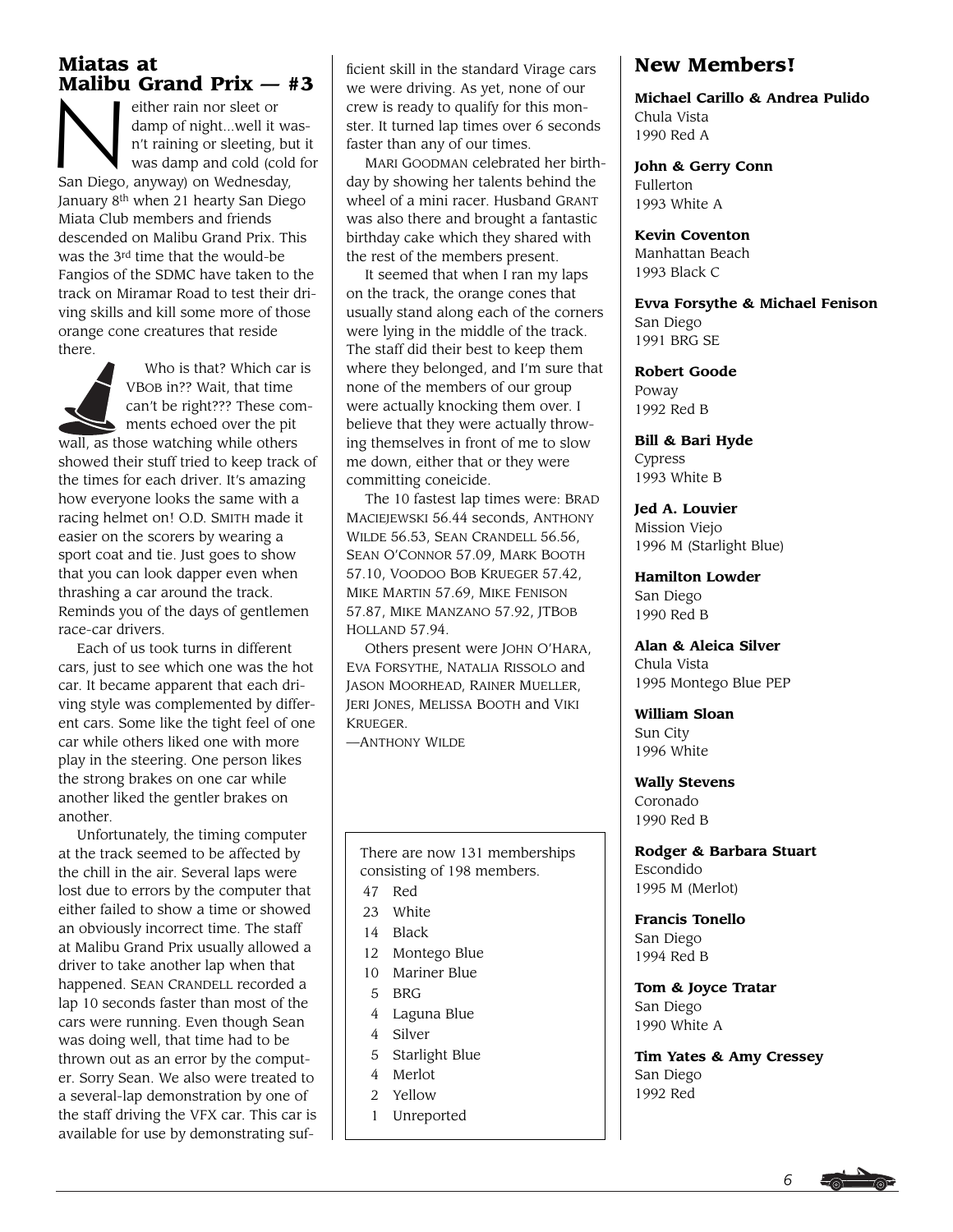## Miatas at Malibu Grand Prix — #3

Neither rain nor sleet or damp of night...well it wasn't raining or sleeting, but it was damp and cold (cold for San Diego, anyway) on Wednesday, January 8th when 21 hearty San Diego Miata Club members and friends descended on Malibu Grand Prix. This was the 3rd time that the would-be Fangios of the SDMC have taken to the track on Miramar Road to test their driving skills and kill some more of those orange cone creatures that reside there.

Who is that? Which car is VBOB in?? Wait, that time can't be right??? These comments echoed over the pit wall, as those watching while others showed their stuff tried to keep track of the times for each driver. It's amazing how everyone looks the same with a racing helmet on! O.D. SMITH made it easier on the scorers by wearing a sport coat and tie. Just goes to show that you can look dapper even when thrashing a car around the track. Reminds you of the days of gentlemen race-car drivers.

Each of us took turns in different cars, just to see which one was the hot car. It became apparent that each driving style was complemented by different cars. Some like the tight feel of one car while others liked one with more play in the steering. One person likes the strong brakes on one car while another liked the gentler brakes on another.

Unfortunately, the timing computer at the track seemed to be affected by the chill in the air. Several laps were lost due to errors by the computer that either failed to show a time or showed an obviously incorrect time. The staff at Malibu Grand Prix usually allowed a driver to take another lap when that happened. SEAN CRANDELL recorded a lap 10 seconds faster than most of the cars were running. Even though Sean was doing well, that time had to be thrown out as an error by the computer. Sorry Sean. We also were treated to a several-lap demonstration by one of the staff driving the VFX car. This car is available for use by demonstrating sufficient skill in the standard Virage cars we were driving. As yet, none of our crew is ready to qualify for this monster. It turned lap times over 6 seconds faster than any of our times.

MARI GOODMAN celebrated her birthday by showing her talents behind the wheel of a mini racer. Husband GRANT was also there and brought a fantastic birthday cake which they shared with the rest of the members present.

It seemed that when I ran my laps on the track, the orange cones that usually stand along each of the corners were lying in the middle of the track. The staff did their best to keep them where they belonged, and I'm sure that none of the members of our group were actually knocking them over. I believe that they were actually throwing themselves in front of me to slow me down, either that or they were committing coneicide.

The 10 fastest lap times were: BRAD MACIEJEWSKI 56.44 seconds, ANTHONY WILDE 56.53, SEAN CRANDELL 56.56, SEAN O'CONNOR 57.09, MARK BOOTH 57.10, VOODOO BOB KRUEGER 57.42, MIKE MARTIN 57.69, MIKE FENISON 57.87, MIKE MANZANO 57.92, JTBOB HOLLAND 57.94.

Others present were JOHN O'HARA, EVA FORSYTHE, NATALIA RISSOLO and JASON MOORHEAD, RAINER MUELLER, JERI JONES, MELISSA BOOTH and VIKI KRUEGER.

—ANTHONY WILDE

There are now 131 memberships consisting of 198 members.

| | |
|---|---|
| 47 | Red |
| 23 | White |
| 14 | Black |
| 12 | Montego Blue |
| 10 | Mariner Blue |
| 5 | BRG |
| 4 | Laguna Blue |
| 4 | Silver |
| 5 | Starlight Blue |
| 4 | Merlot |
| 2 | Yellow |
| 1 | Unreported |

## New Members!

**Michael Carillo & Andrea Pulido**
Chula Vista
1990 Red A

**John & Gerry Conn**
Fullerton
1993 White A

**Kevin Coventon**
Manhattan Beach
1993 Black C

**Evva Forsythe & Michael Fenison**
San Diego
1991 BRG SE

**Robert Goode**
Poway
1992 Red B

**Bill & Bari Hyde**
Cypress
1993 White B

**Jed A. Louvier**
Mission Viejo
1996 M (Starlight Blue)

**Hamilton Lowder**
San Diego
1990 Red B

**Alan & Aleica Silver**
Chula Vista
1995 Montego Blue PEP

**William Sloan**
Sun City
1996 White

**Wally Stevens**
Coronado
1990 Red B

**Rodger & Barbara Stuart**
Escondido
1995 M (Merlot)

**Francis Tonello**
San Diego
1994 Red B

**Tom & Joyce Tratar**
San Diego
1990 White A

**Tim Yates & Amy Cressey**
San Diego
1992 Red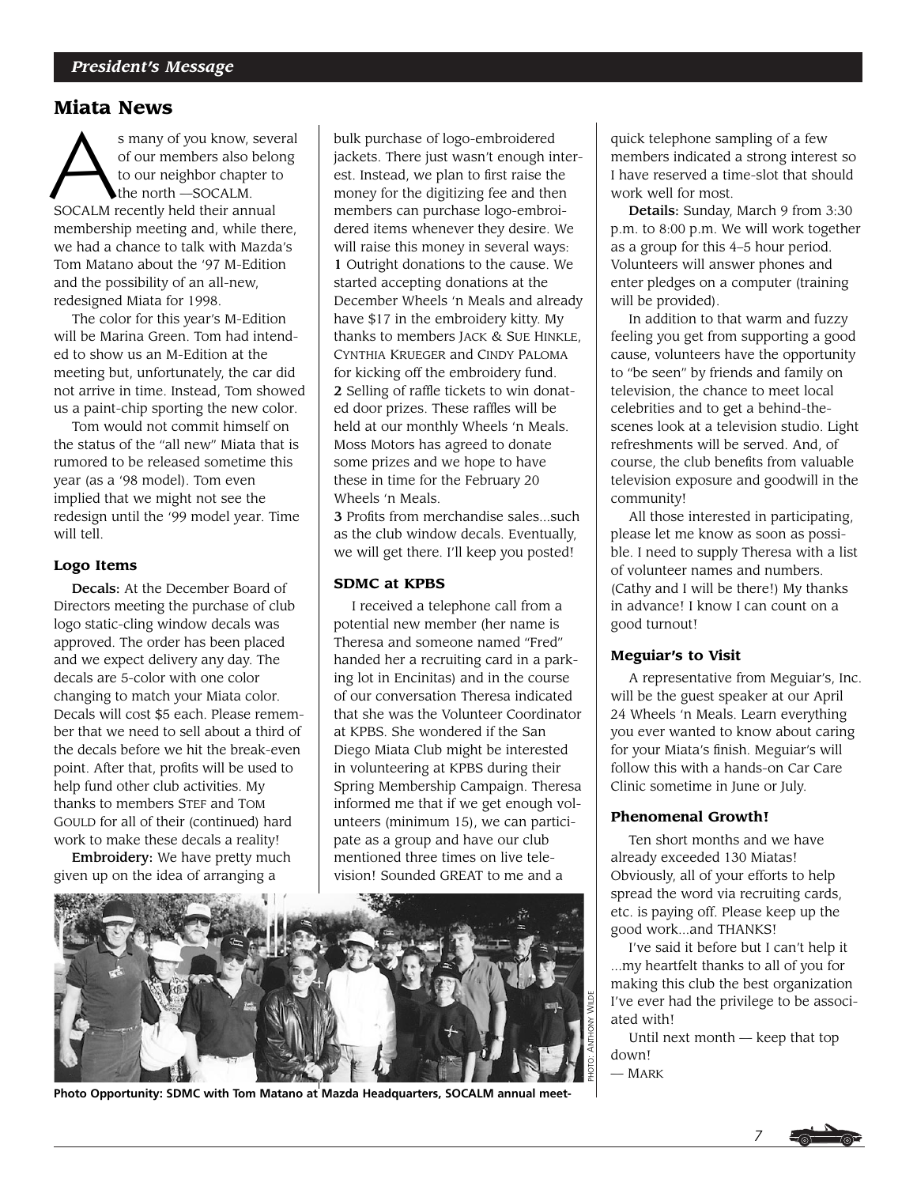*President's Message*

## Miata News

As many of you know, several of our members also belong to our neighbor chapter to the north —SOCALM. SOCALM recently held their annual membership meeting and, while there, we had a chance to talk with Mazda's Tom Matano about the '97 M-Edition and the possibility of an all-new, redesigned Miata for 1998.

The color for this year's M-Edition will be Marina Green. Tom had intended to show us an M-Edition at the meeting but, unfortunately, the car did not arrive in time. Instead, Tom showed us a paint-chip sporting the new color.

Tom would not commit himself on the status of the "all new" Miata that is rumored to be released sometime this year (as a '98 model). Tom even implied that we might not see the redesign until the '99 model year. Time will tell.

### Logo Items

**Decals:** At the December Board of Directors meeting the purchase of club logo static-cling window decals was approved. The order has been placed and we expect delivery any day. The decals are 5-color with one color changing to match your Miata color. Decals will cost $5 each. Please remember that we need to sell about a third of the decals before we hit the break-even point. After that, profits will be used to help fund other club activities. My thanks to members STEF and TOM GOULD for all of their (continued) hard work to make these decals a reality!

**Embroidery:** We have pretty much given up on the idea of arranging a bulk purchase of logo-embroidered jackets. There just wasn't enough interest. Instead, we plan to first raise the money for the digitizing fee and then members can purchase logo-embroidered items whenever they desire. We will raise this money in several ways:
**1** Outright donations to the cause. We started accepting donations at the December Wheels 'n Meals and already have $17 in the embroidery kitty. My thanks to members JACK & SUE HINKLE, CYNTHIA KRUEGER and CINDY PALOMA for kicking off the embroidery fund.
**2** Selling of raffle tickets to win donated door prizes. These raffles will be held at our monthly Wheels 'n Meals. Moss Motors has agreed to donate some prizes and we hope to have these in time for the February 20 Wheels 'n Meals.
**3** Profits from merchandise sales...such as the club window decals. Eventually, we will get there. I'll keep you posted!

### SDMC at KPBS

I received a telephone call from a potential new member (her name is Theresa and someone named "Fred" handed her a recruiting card in a parking lot in Encinitas) and in the course of our conversation Theresa indicated that she was the Volunteer Coordinator at KPBS. She wondered if the San Diego Miata Club might be interested in volunteering at KPBS during their Spring Membership Campaign. Theresa informed me that if we get enough volunteers (minimum 15), we can participate as a group and have our club mentioned three times on live television! Sounded GREAT to me and a quick telephone sampling of a few members indicated a strong interest so I have reserved a time-slot that should work well for most.

**Details:** Sunday, March 9 from 3:30 p.m. to 8:00 p.m. We will work together as a group for this 4–5 hour period. Volunteers will answer phones and enter pledges on a computer (training will be provided).

In addition to that warm and fuzzy feeling you get from supporting a good cause, volunteers have the opportunity to "be seen" by friends and family on television, the chance to meet local celebrities and to get a behind-the-scenes look at a television studio. Light refreshments will be served. And, of course, the club benefits from valuable television exposure and goodwill in the community!

All those interested in participating, please let me know as soon as possible. I need to supply Theresa with a list of volunteer names and numbers. (Cathy and I will be there!) My thanks in advance! I know I can count on a good turnout!

### Meguiar's to Visit

A representative from Meguiar's, Inc. will be the guest speaker at our April 24 Wheels 'n Meals. Learn everything you ever wanted to know about caring for your Miata's finish. Meguiar's will follow this with a hands-on Car Care Clinic sometime in June or July.

### Phenomenal Growth!

Ten short months and we have already exceeded 130 Miatas! Obviously, all of your efforts to help spread the word via recruiting cards, etc. is paying off. Please keep up the good work...and THANKS!

I've said it before but I can't help it ...my heartfelt thanks to all of you for making this club the best organization I've ever had the privilege to be associated with!

Until next month — keep that top down!

— MARK

PHOTO: ANTHONY WILDE

**Photo Opportunity: SDMC with Tom Matano at Mazda Headquarters, SOCALM annual meet-**